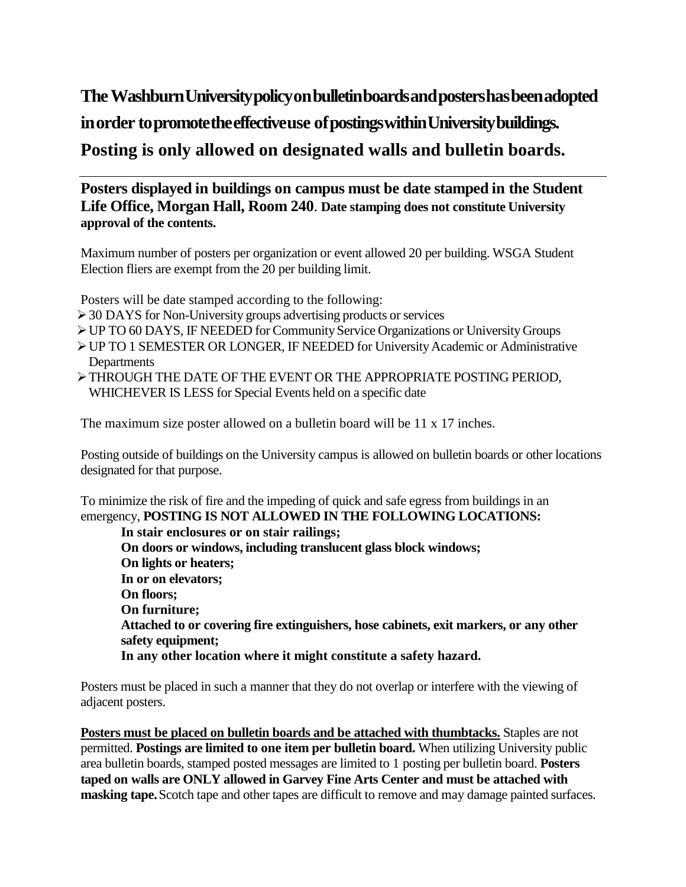## The Washburn University policy on bulletin boards and posters has been adopted in order to promote the effective use of postings within University buildings. Posting is only allowed on designated walls and bulletin boards.

---

**Posters displayed in buildings on campus must be date stamped in the Student Life Office, Morgan Hall, Room 240**. **Date stamping does not constitute University approval of the contents.**

Maximum number of posters per organization or event allowed 20 per building. WSGA Student Election fliers are exempt from the 20 per building limit.

Posters will be date stamped according to the following:

- 30 DAYS for Non-University groups advertising products or services
- UP TO 60 DAYS, IF NEEDED for Community Service Organizations or University Groups
- UP TO 1 SEMESTER OR LONGER, IF NEEDED for University Academic or Administrative Departments
- THROUGH THE DATE OF THE EVENT OR THE APPROPRIATE POSTING PERIOD, WHICHEVER IS LESS for Special Events held on a specific date

The maximum size poster allowed on a bulletin board will be 11 x 17 inches.

Posting outside of buildings on the University campus is allowed on bulletin boards or other locations designated for that purpose.

To minimize the risk of fire and the impeding of quick and safe egress from buildings in an emergency, **POSTING IS NOT ALLOWED IN THE FOLLOWING LOCATIONS:**

**In stair enclosures or on stair railings;**
**On doors or windows, including translucent glass block windows;**
**On lights or heaters;**
**In or on elevators;**
**On floors;**
**On furniture;**
**Attached to or covering fire extinguishers, hose cabinets, exit markers, or any other safety equipment;**
**In any other location where it might constitute a safety hazard.**

Posters must be placed in such a manner that they do not overlap or interfere with the viewing of adjacent posters.

**Posters must be placed on bulletin boards and be attached with thumbtacks.** Staples are not permitted. **Postings are limited to one item per bulletin board.** When utilizing University public area bulletin boards, stamped posted messages are limited to 1 posting per bulletin board. **Posters taped on walls are ONLY allowed in Garvey Fine Arts Center and must be attached with masking tape.** Scotch tape and other tapes are difficult to remove and may damage painted surfaces.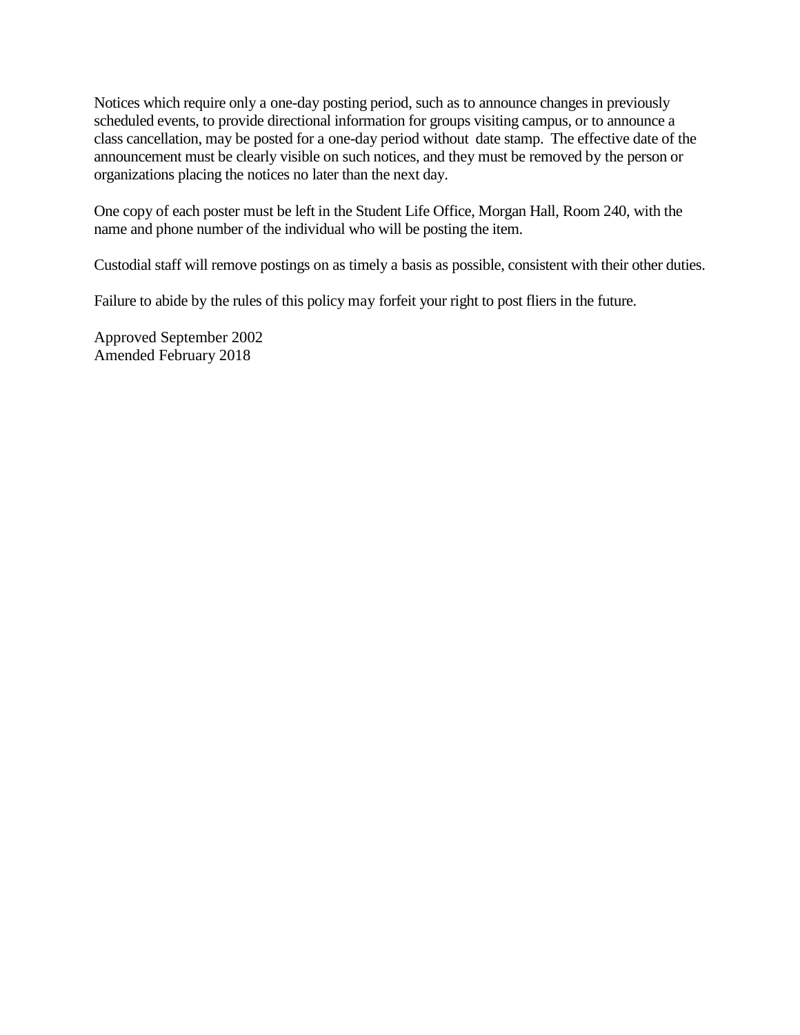Notices which require only a one-day posting period, such as to announce changes in previously scheduled events, to provide directional information for groups visiting campus, or to announce a class cancellation, may be posted for a one-day period without date stamp. The effective date of the announcement must be clearly visible on such notices, and they must be removed by the person or organizations placing the notices no later than the next day.

One copy of each poster must be left in the Student Life Office, Morgan Hall, Room 240, with the name and phone number of the individual who will be posting the item.

Custodial staff will remove postings on as timely a basis as possible, consistent with their other duties.

Failure to abide by the rules of this policy may forfeit your right to post fliers in the future.

Approved September 2002  
Amended February 2018